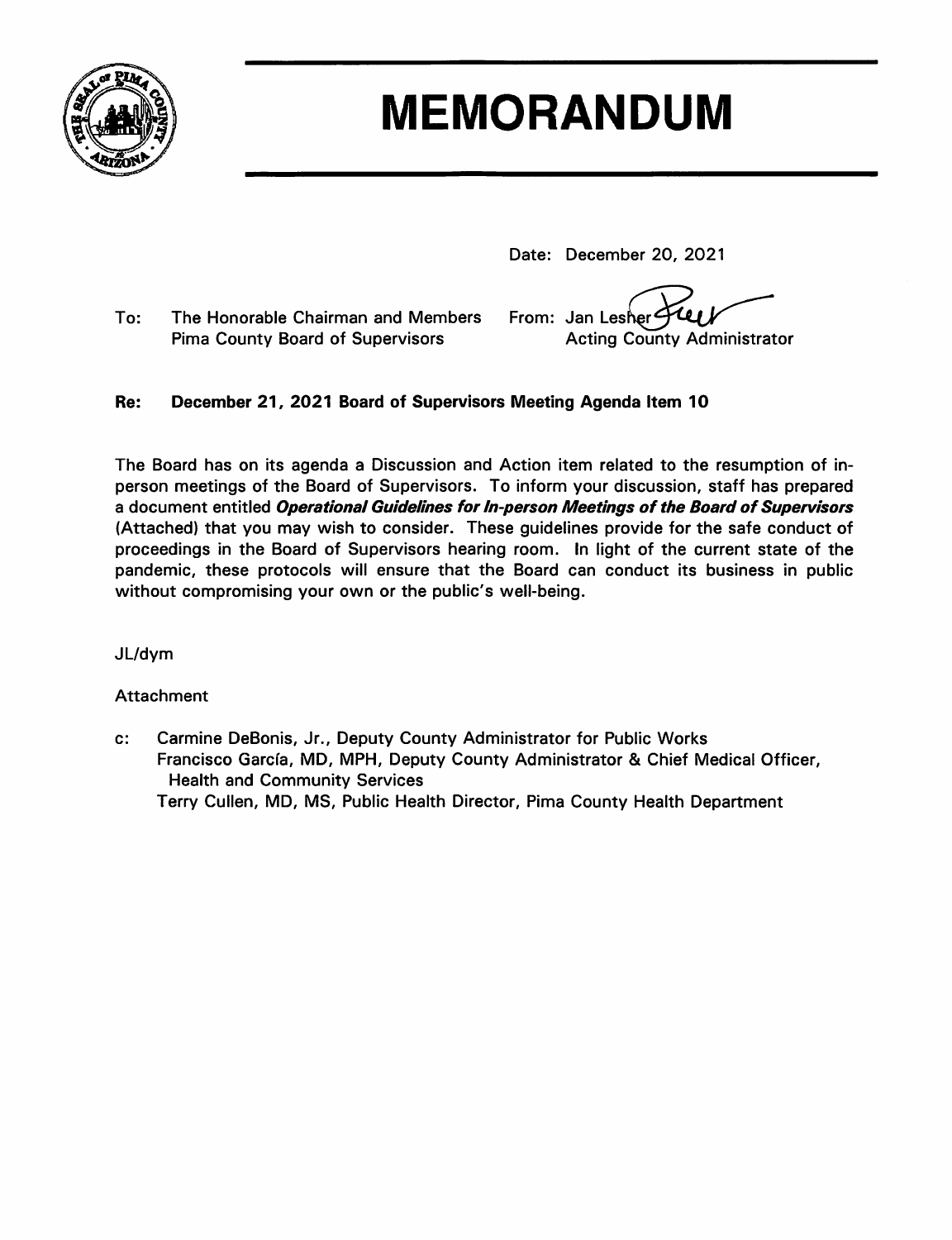# MEMORANDUM

Date: December 20, 2021

To: The Honorable Chairman and Members
Pima County Board of Supervisors

From: Jan Lesher
Acting County Administrator

**Re: December 21, 2021 Board of Supervisors Meeting Agenda Item 10**

The Board has on its agenda a Discussion and Action item related to the resumption of in-person meetings of the Board of Supervisors. To inform your discussion, staff has prepared a document entitled ***Operational Guidelines for In-person Meetings of the Board of Supervisors*** (Attached) that you may wish to consider. These guidelines provide for the safe conduct of proceedings in the Board of Supervisors hearing room. In light of the current state of the pandemic, these protocols will ensure that the Board can conduct its business in public without compromising your own or the public's well-being.

JL/dym

Attachment

c: Carmine DeBonis, Jr., Deputy County Administrator for Public Works
Francisco García, MD, MPH, Deputy County Administrator & Chief Medical Officer, Health and Community Services
Terry Cullen, MD, MS, Public Health Director, Pima County Health Department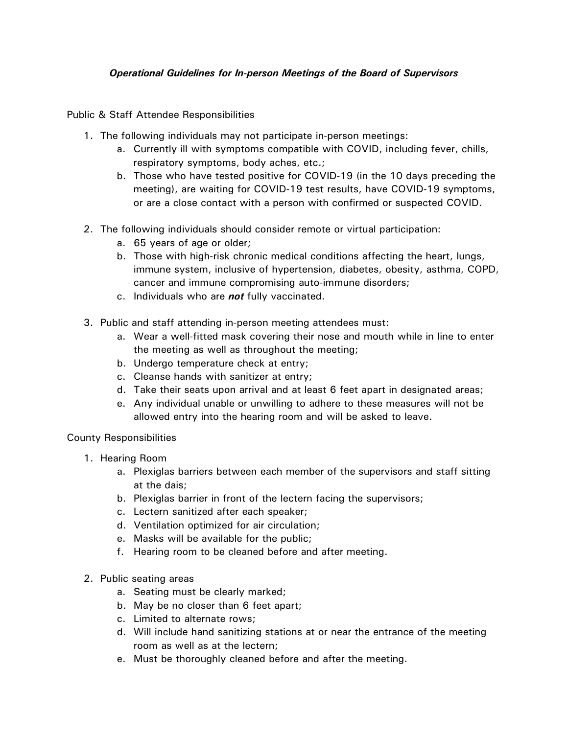***Operational Guidelines for In-person Meetings of the Board of Supervisors***

Public & Staff Attendee Responsibilities

1. The following individuals may not participate in-person meetings:
   a. Currently ill with symptoms compatible with COVID, including fever, chills, respiratory symptoms, body aches, etc.;
   b. Those who have tested positive for COVID-19 (in the 10 days preceding the meeting), are waiting for COVID-19 test results, have COVID-19 symptoms, or are a close contact with a person with confirmed or suspected COVID.

2. The following individuals should consider remote or virtual participation:
   a. 65 years of age or older;
   b. Those with high-risk chronic medical conditions affecting the heart, lungs, immune system, inclusive of hypertension, diabetes, obesity, asthma, COPD, cancer and immune compromising auto-immune disorders;
   c. Individuals who are ***not*** fully vaccinated.

3. Public and staff attending in-person meeting attendees must:
   a. Wear a well-fitted mask covering their nose and mouth while in line to enter the meeting as well as throughout the meeting;
   b. Undergo temperature check at entry;
   c. Cleanse hands with sanitizer at entry;
   d. Take their seats upon arrival and at least 6 feet apart in designated areas;
   e. Any individual unable or unwilling to adhere to these measures will not be allowed entry into the hearing room and will be asked to leave.

County Responsibilities

1. Hearing Room
   a. Plexiglas barriers between each member of the supervisors and staff sitting at the dais;
   b. Plexiglas barrier in front of the lectern facing the supervisors;
   c. Lectern sanitized after each speaker;
   d. Ventilation optimized for air circulation;
   e. Masks will be available for the public;
   f. Hearing room to be cleaned before and after meeting.

2. Public seating areas
   a. Seating must be clearly marked;
   b. May be no closer than 6 feet apart;
   c. Limited to alternate rows;
   d. Will include hand sanitizing stations at or near the entrance of the meeting room as well as at the lectern;
   e. Must be thoroughly cleaned before and after the meeting.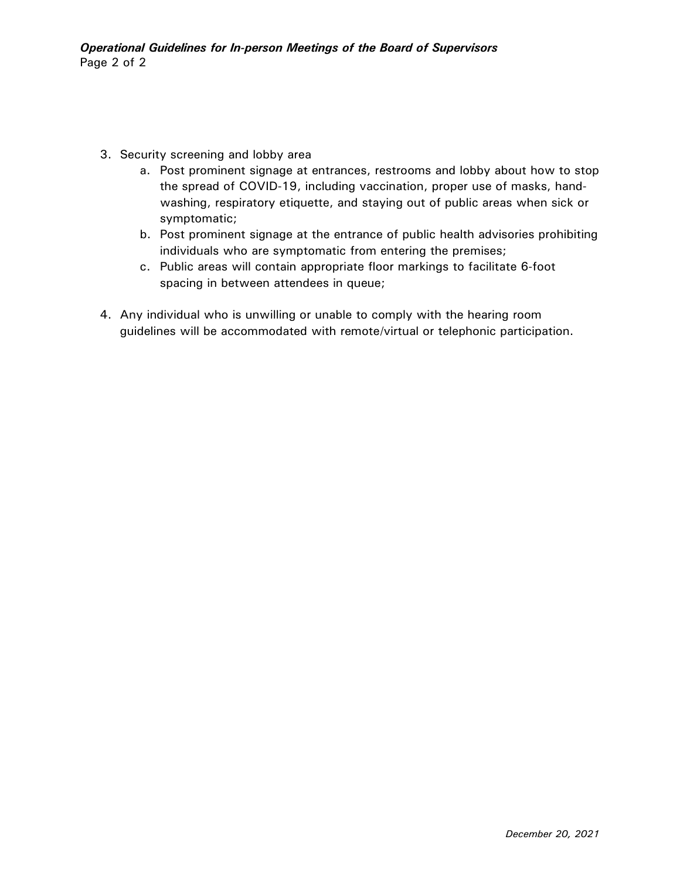3. Security screening and lobby area
    a. Post prominent signage at entrances, restrooms and lobby about how to stop the spread of COVID-19, including vaccination, proper use of masks, hand-washing, respiratory etiquette, and staying out of public areas when sick or symptomatic;
    b. Post prominent signage at the entrance of public health advisories prohibiting individuals who are symptomatic from entering the premises;
    c. Public areas will contain appropriate floor markings to facilitate 6-foot spacing in between attendees in queue;

4. Any individual who is unwilling or unable to comply with the hearing room guidelines will be accommodated with remote/virtual or telephonic participation.

*December 20, 2021*